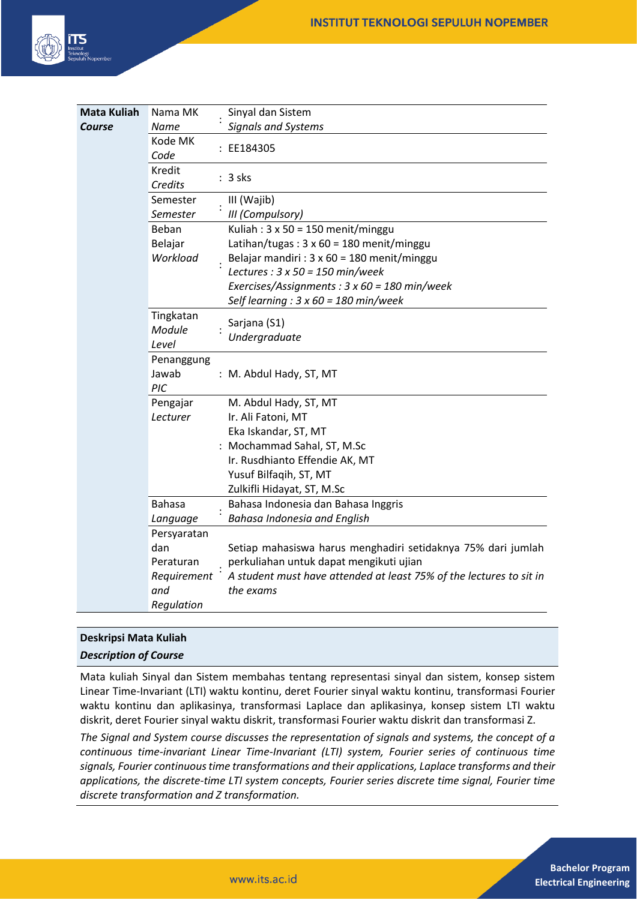| Mata Kuliah *Course* | | | |
|---|---|---|---|
| | Nama MK *Name* | : | Sinyal dan Sistem *Signals and Systems* |
| | Kode MK *Code* | : | EE184305 |
| | Kredit *Credits* | : | 3 sks |
| | Semester *Semester* | : | III (Wajib) *III (Compulsory)* |
| | Beban Belajar *Workload* | : | Kuliah : 3 x 50 = 150 menit/minggu<br>Latihan/tugas : 3 x 60 = 180 menit/minggu<br>Belajar mandiri : 3 x 60 = 180 menit/minggu<br>*Lectures : 3 x 50 = 150 min/week*<br>*Exercises/Assignments : 3 x 60 = 180 min/week*<br>*Self learning : 3 x 60 = 180 min/week* |
| | Tingkatan *Module Level* | : | Sarjana (S1) *Undergraduate* |
| | Penanggung Jawab *PIC* | : | M. Abdul Hady, ST, MT |
| | Pengajar *Lecturer* | : | M. Abdul Hady, ST, MT<br>Ir. Ali Fatoni, MT<br>Eka Iskandar, ST, MT<br>Mochammad Sahal, ST, M.Sc<br>Ir. Rusdhianto Effendie AK, MT<br>Yusuf Bilfaqih, ST, MT<br>Zulkifli Hidayat, ST, M.Sc |
| | Bahasa *Language* | : | Bahasa Indonesia dan Bahasa Inggris *Bahasa Indonesia and English* |
| | Persyaratan dan Peraturan *Requirement and Regulation* | : | Setiap mahasiswa harus menghadiri setidaknya 75% dari jumlah perkuliahan untuk dapat mengikuti ujian<br>*A student must have attended at least 75% of the lectures to sit in the exams* |

**Deskripsi Mata Kuliah**
***Description of Course***

Mata kuliah Sinyal dan Sistem membahas tentang representasi sinyal dan sistem, konsep sistem Linear Time-Invariant (LTI) waktu kontinu, deret Fourier sinyal waktu kontinu, transformasi Fourier waktu kontinu dan aplikasinya, transformasi Laplace dan aplikasinya, konsep sistem LTI waktu diskrit, deret Fourier sinyal waktu diskrit, transformasi Fourier waktu diskrit dan transformasi Z.

*The Signal and System course discusses the representation of signals and systems, the concept of a continuous time-invariant Linear Time-Invariant (LTI) system, Fourier series of continuous time signals, Fourier continuous time transformations and their applications, Laplace transforms and their applications, the discrete-time LTI system concepts, Fourier series discrete time signal, Fourier time discrete transformation and Z transformation.*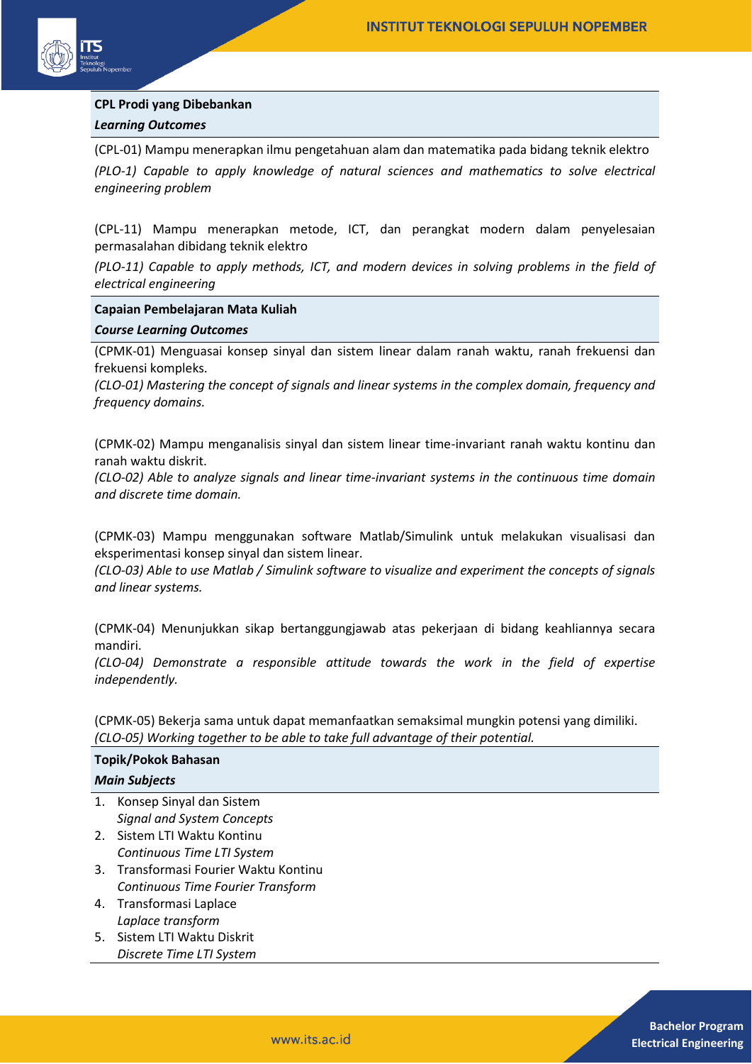**CPL Prodi yang Dibebankan**
***Learning Outcomes***

(CPL-01) Mampu menerapkan ilmu pengetahuan alam dan matematika pada bidang teknik elektro

*(PLO-1) Capable to apply knowledge of natural sciences and mathematics to solve electrical engineering problem*

(CPL-11) Mampu menerapkan metode, ICT, dan perangkat modern dalam penyelesaian permasalahan dibidang teknik elektro

*(PLO-11) Capable to apply methods, ICT, and modern devices in solving problems in the field of electrical engineering*

**Capaian Pembelajaran Mata Kuliah**
***Course Learning Outcomes***

(CPMK-01) Menguasai konsep sinyal dan sistem linear dalam ranah waktu, ranah frekuensi dan frekuensi kompleks.
*(CLO-01) Mastering the concept of signals and linear systems in the complex domain, frequency and frequency domains.*

(CPMK-02) Mampu menganalisis sinyal dan sistem linear time-invariant ranah waktu kontinu dan ranah waktu diskrit.
*(CLO-02) Able to analyze signals and linear time-invariant systems in the continuous time domain and discrete time domain.*

(CPMK-03) Mampu menggunakan software Matlab/Simulink untuk melakukan visualisasi dan eksperimentasi konsep sinyal dan sistem linear.
*(CLO-03) Able to use Matlab / Simulink software to visualize and experiment the concepts of signals and linear systems.*

(CPMK-04) Menunjukkan sikap bertanggungjawab atas pekerjaan di bidang keahliannya secara mandiri.
*(CLO-04) Demonstrate a responsible attitude towards the work in the field of expertise independently.*

(CPMK-05) Bekerja sama untuk dapat memanfaatkan semaksimal mungkin potensi yang dimiliki.
*(CLO-05) Working together to be able to take full advantage of their potential.*

**Topik/Pokok Bahasan**
***Main Subjects***

1. Konsep Sinyal dan Sistem
   *Signal and System Concepts*
2. Sistem LTI Waktu Kontinu
   *Continuous Time LTI System*
3. Transformasi Fourier Waktu Kontinu
   *Continuous Time Fourier Transform*
4. Transformasi Laplace
   *Laplace transform*
5. Sistem LTI Waktu Diskrit
   *Discrete Time LTI System*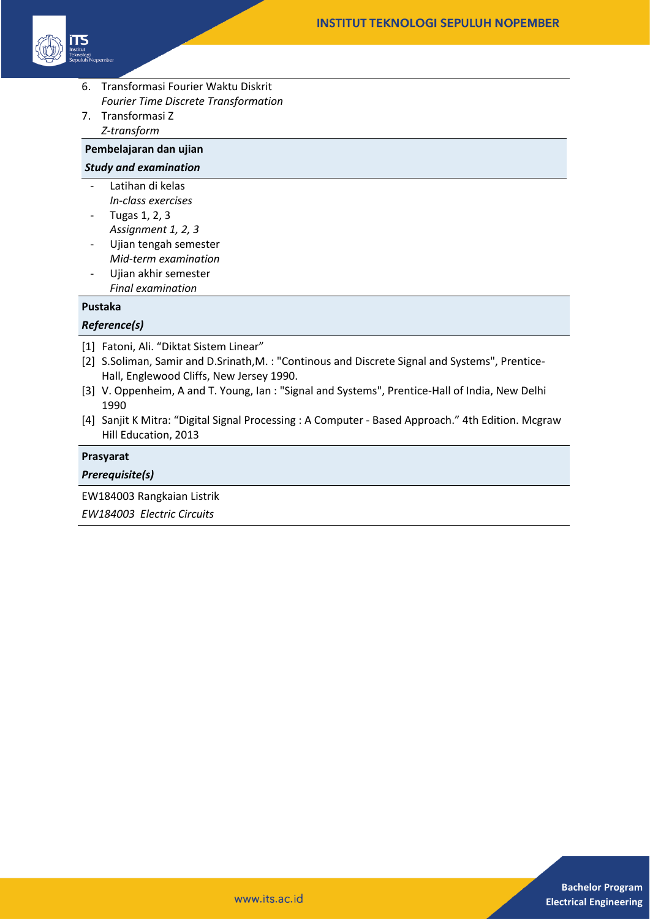6. Transformasi Fourier Waktu Diskrit
   *Fourier Time Discrete Transformation*
7. Transformasi Z
   *Z-transform*

**Pembelajaran dan ujian**

***Study and examination***

- Latihan di kelas
  *In-class exercises*
- Tugas 1, 2, 3
  *Assignment 1, 2, 3*
- Ujian tengah semester
  *Mid-term examination*
- Ujian akhir semester
  *Final examination*

**Pustaka**

***Reference(s)***

[1] Fatoni, Ali. “Diktat Sistem Linear”

[2] S.Soliman, Samir and D.Srinath,M. : "Continous and Discrete Signal and Systems", Prentice-Hall, Englewood Cliffs, New Jersey 1990.

[3] V. Oppenheim, A and T. Young, Ian : "Signal and Systems", Prentice-Hall of India, New Delhi 1990

[4] Sanjit K Mitra: “Digital Signal Processing : A Computer - Based Approach.” 4th Edition. Mcgraw Hill Education, 2013

**Prasyarat**

***Prerequisite(s)***

EW184003 Rangkaian Listrik

*EW184003 Electric Circuits*